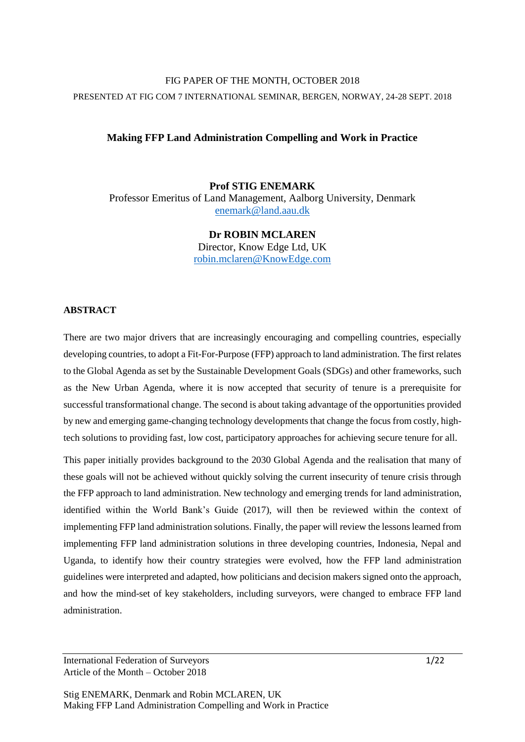FIG PAPER OF THE MONTH, OCTOBER 2018

PRESENTED AT FIG COM 7 INTERNATIONAL SEMINAR, BERGEN, NORWAY, 24-28 SEPT. 2018

# Making FFP Land Administration Compelling and Work in Practice

**Prof STIG ENEMARK**
Professor Emeritus of Land Management, Aalborg University, Denmark
enemark@land.aau.dk

**Dr ROBIN MCLAREN**
Director, Know Edge Ltd, UK
robin.mclaren@KnowEdge.com

## ABSTRACT

There are two major drivers that are increasingly encouraging and compelling countries, especially developing countries, to adopt a Fit-For-Purpose (FFP) approach to land administration. The first relates to the Global Agenda as set by the Sustainable Development Goals (SDGs) and other frameworks, such as the New Urban Agenda, where it is now accepted that security of tenure is a prerequisite for successful transformational change. The second is about taking advantage of the opportunities provided by new and emerging game-changing technology developments that change the focus from costly, high-tech solutions to providing fast, low cost, participatory approaches for achieving secure tenure for all.

This paper initially provides background to the 2030 Global Agenda and the realisation that many of these goals will not be achieved without quickly solving the current insecurity of tenure crisis through the FFP approach to land administration. New technology and emerging trends for land administration, identified within the World Bank's Guide (2017), will then be reviewed within the context of implementing FFP land administration solutions. Finally, the paper will review the lessons learned from implementing FFP land administration solutions in three developing countries, Indonesia, Nepal and Uganda, to identify how their country strategies were evolved, how the FFP land administration guidelines were interpreted and adapted, how politicians and decision makers signed onto the approach, and how the mind-set of key stakeholders, including surveyors, were changed to embrace FFP land administration.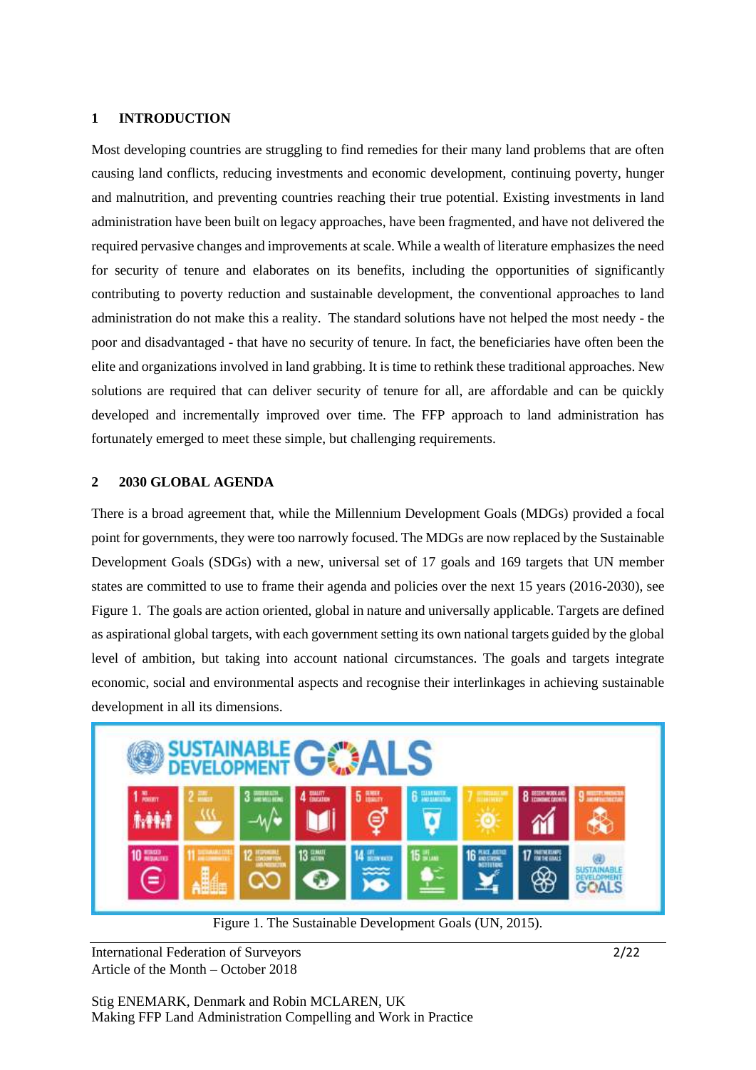## 1 INTRODUCTION

Most developing countries are struggling to find remedies for their many land problems that are often causing land conflicts, reducing investments and economic development, continuing poverty, hunger and malnutrition, and preventing countries reaching their true potential. Existing investments in land administration have been built on legacy approaches, have been fragmented, and have not delivered the required pervasive changes and improvements at scale. While a wealth of literature emphasizes the need for security of tenure and elaborates on its benefits, including the opportunities of significantly contributing to poverty reduction and sustainable development, the conventional approaches to land administration do not make this a reality. The standard solutions have not helped the most needy - the poor and disadvantaged - that have no security of tenure. In fact, the beneficiaries have often been the elite and organizations involved in land grabbing. It is time to rethink these traditional approaches. New solutions are required that can deliver security of tenure for all, are affordable and can be quickly developed and incrementally improved over time. The FFP approach to land administration has fortunately emerged to meet these simple, but challenging requirements.

## 2 2030 GLOBAL AGENDA

There is a broad agreement that, while the Millennium Development Goals (MDGs) provided a focal point for governments, they were too narrowly focused. The MDGs are now replaced by the Sustainable Development Goals (SDGs) with a new, universal set of 17 goals and 169 targets that UN member states are committed to use to frame their agenda and policies over the next 15 years (2016-2030), see Figure 1. The goals are action oriented, global in nature and universally applicable. Targets are defined as aspirational global targets, with each government setting its own national targets guided by the global level of ambition, but taking into account national circumstances. The goals and targets integrate economic, social and environmental aspects and recognise their interlinkages in achieving sustainable development in all its dimensions.

Figure 1. The Sustainable Development Goals (UN, 2015).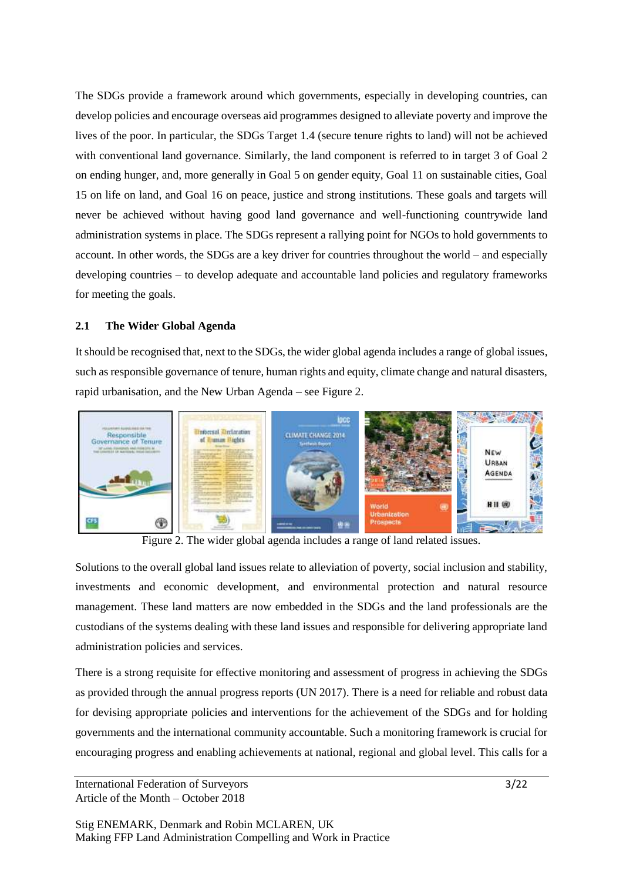The SDGs provide a framework around which governments, especially in developing countries, can develop policies and encourage overseas aid programmes designed to alleviate poverty and improve the lives of the poor. In particular, the SDGs Target 1.4 (secure tenure rights to land) will not be achieved with conventional land governance. Similarly, the land component is referred to in target 3 of Goal 2 on ending hunger, and, more generally in Goal 5 on gender equity, Goal 11 on sustainable cities, Goal 15 on life on land, and Goal 16 on peace, justice and strong institutions. These goals and targets will never be achieved without having good land governance and well-functioning countrywide land administration systems in place. The SDGs represent a rallying point for NGOs to hold governments to account. In other words, the SDGs are a key driver for countries throughout the world – and especially developing countries – to develop adequate and accountable land policies and regulatory frameworks for meeting the goals.

## 2.1 The Wider Global Agenda

It should be recognised that, next to the SDGs, the wider global agenda includes a range of global issues, such as responsible governance of tenure, human rights and equity, climate change and natural disasters, rapid urbanisation, and the New Urban Agenda – see Figure 2.

Figure 2. The wider global agenda includes a range of land related issues.

Solutions to the overall global land issues relate to alleviation of poverty, social inclusion and stability, investments and economic development, and environmental protection and natural resource management. These land matters are now embedded in the SDGs and the land professionals are the custodians of the systems dealing with these land issues and responsible for delivering appropriate land administration policies and services.

There is a strong requisite for effective monitoring and assessment of progress in achieving the SDGs as provided through the annual progress reports (UN 2017). There is a need for reliable and robust data for devising appropriate policies and interventions for the achievement of the SDGs and for holding governments and the international community accountable. Such a monitoring framework is crucial for encouraging progress and enabling achievements at national, regional and global level. This calls for a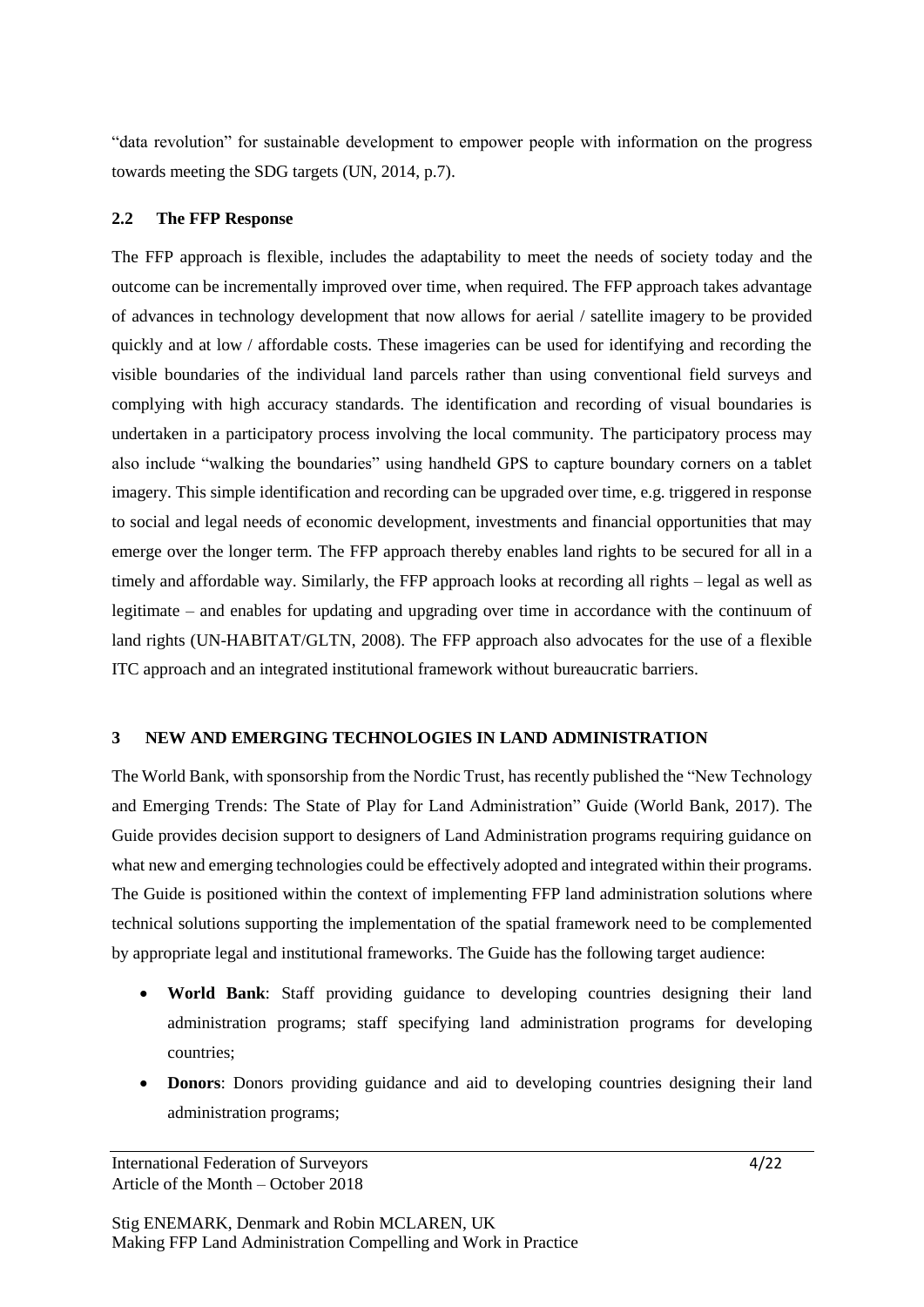"data revolution" for sustainable development to empower people with information on the progress towards meeting the SDG targets (UN, 2014, p.7).

## 2.2 The FFP Response

The FFP approach is flexible, includes the adaptability to meet the needs of society today and the outcome can be incrementally improved over time, when required. The FFP approach takes advantage of advances in technology development that now allows for aerial / satellite imagery to be provided quickly and at low / affordable costs. These imageries can be used for identifying and recording the visible boundaries of the individual land parcels rather than using conventional field surveys and complying with high accuracy standards. The identification and recording of visual boundaries is undertaken in a participatory process involving the local community. The participatory process may also include "walking the boundaries" using handheld GPS to capture boundary corners on a tablet imagery. This simple identification and recording can be upgraded over time, e.g. triggered in response to social and legal needs of economic development, investments and financial opportunities that may emerge over the longer term. The FFP approach thereby enables land rights to be secured for all in a timely and affordable way. Similarly, the FFP approach looks at recording all rights – legal as well as legitimate – and enables for updating and upgrading over time in accordance with the continuum of land rights (UN-HABITAT/GLTN, 2008). The FFP approach also advocates for the use of a flexible ITC approach and an integrated institutional framework without bureaucratic barriers.

# 3 NEW AND EMERGING TECHNOLOGIES IN LAND ADMINISTRATION

The World Bank, with sponsorship from the Nordic Trust, has recently published the "New Technology and Emerging Trends: The State of Play for Land Administration" Guide (World Bank, 2017). The Guide provides decision support to designers of Land Administration programs requiring guidance on what new and emerging technologies could be effectively adopted and integrated within their programs. The Guide is positioned within the context of implementing FFP land administration solutions where technical solutions supporting the implementation of the spatial framework need to be complemented by appropriate legal and institutional frameworks. The Guide has the following target audience:

- **World Bank**: Staff providing guidance to developing countries designing their land administration programs; staff specifying land administration programs for developing countries;
- **Donors**: Donors providing guidance and aid to developing countries designing their land administration programs;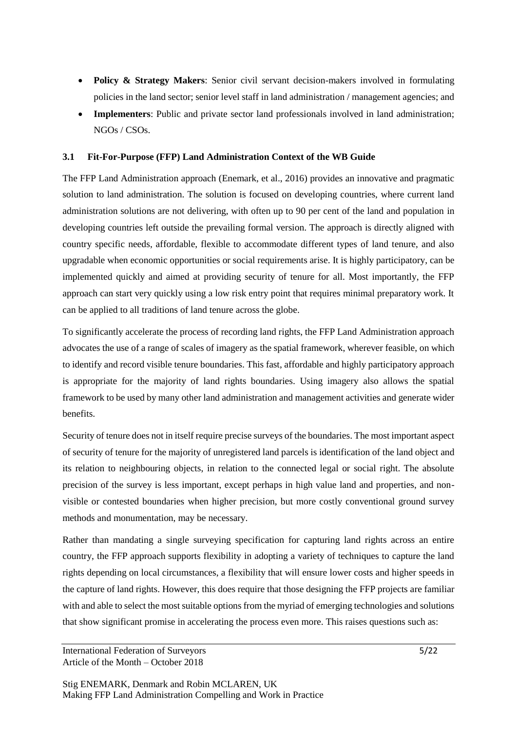- **Policy & Strategy Makers**: Senior civil servant decision-makers involved in formulating policies in the land sector; senior level staff in land administration / management agencies; and
- **Implementers**: Public and private sector land professionals involved in land administration; NGOs / CSOs.

### 3.1 Fit-For-Purpose (FFP) Land Administration Context of the WB Guide

The FFP Land Administration approach (Enemark, et al., 2016) provides an innovative and pragmatic solution to land administration. The solution is focused on developing countries, where current land administration solutions are not delivering, with often up to 90 per cent of the land and population in developing countries left outside the prevailing formal version. The approach is directly aligned with country specific needs, affordable, flexible to accommodate different types of land tenure, and also upgradable when economic opportunities or social requirements arise. It is highly participatory, can be implemented quickly and aimed at providing security of tenure for all. Most importantly, the FFP approach can start very quickly using a low risk entry point that requires minimal preparatory work. It can be applied to all traditions of land tenure across the globe.

To significantly accelerate the process of recording land rights, the FFP Land Administration approach advocates the use of a range of scales of imagery as the spatial framework, wherever feasible, on which to identify and record visible tenure boundaries. This fast, affordable and highly participatory approach is appropriate for the majority of land rights boundaries. Using imagery also allows the spatial framework to be used by many other land administration and management activities and generate wider benefits.

Security of tenure does not in itself require precise surveys of the boundaries. The most important aspect of security of tenure for the majority of unregistered land parcels is identification of the land object and its relation to neighbouring objects, in relation to the connected legal or social right. The absolute precision of the survey is less important, except perhaps in high value land and properties, and non-visible or contested boundaries when higher precision, but more costly conventional ground survey methods and monumentation, may be necessary.

Rather than mandating a single surveying specification for capturing land rights across an entire country, the FFP approach supports flexibility in adopting a variety of techniques to capture the land rights depending on local circumstances, a flexibility that will ensure lower costs and higher speeds in the capture of land rights. However, this does require that those designing the FFP projects are familiar with and able to select the most suitable options from the myriad of emerging technologies and solutions that show significant promise in accelerating the process even more. This raises questions such as: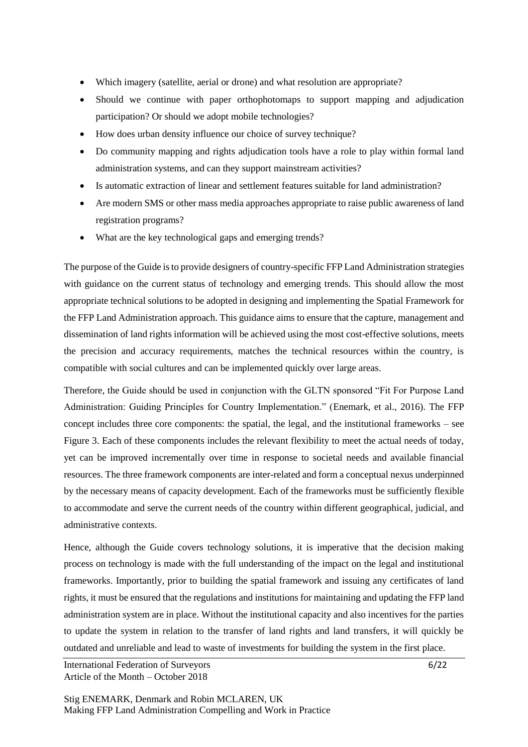- Which imagery (satellite, aerial or drone) and what resolution are appropriate?
- Should we continue with paper orthophotomaps to support mapping and adjudication participation? Or should we adopt mobile technologies?
- How does urban density influence our choice of survey technique?
- Do community mapping and rights adjudication tools have a role to play within formal land administration systems, and can they support mainstream activities?
- Is automatic extraction of linear and settlement features suitable for land administration?
- Are modern SMS or other mass media approaches appropriate to raise public awareness of land registration programs?
- What are the key technological gaps and emerging trends?

The purpose of the Guide is to provide designers of country-specific FFP Land Administration strategies with guidance on the current status of technology and emerging trends. This should allow the most appropriate technical solutions to be adopted in designing and implementing the Spatial Framework for the FFP Land Administration approach. This guidance aims to ensure that the capture, management and dissemination of land rights information will be achieved using the most cost-effective solutions, meets the precision and accuracy requirements, matches the technical resources within the country, is compatible with social cultures and can be implemented quickly over large areas.

Therefore, the Guide should be used in conjunction with the GLTN sponsored "Fit For Purpose Land Administration: Guiding Principles for Country Implementation." (Enemark, et al., 2016). The FFP concept includes three core components: the spatial, the legal, and the institutional frameworks – see Figure 3. Each of these components includes the relevant flexibility to meet the actual needs of today, yet can be improved incrementally over time in response to societal needs and available financial resources. The three framework components are inter-related and form a conceptual nexus underpinned by the necessary means of capacity development. Each of the frameworks must be sufficiently flexible to accommodate and serve the current needs of the country within different geographical, judicial, and administrative contexts.

Hence, although the Guide covers technology solutions, it is imperative that the decision making process on technology is made with the full understanding of the impact on the legal and institutional frameworks. Importantly, prior to building the spatial framework and issuing any certificates of land rights, it must be ensured that the regulations and institutions for maintaining and updating the FFP land administration system are in place. Without the institutional capacity and also incentives for the parties to update the system in relation to the transfer of land rights and land transfers, it will quickly be outdated and unreliable and lead to waste of investments for building the system in the first place.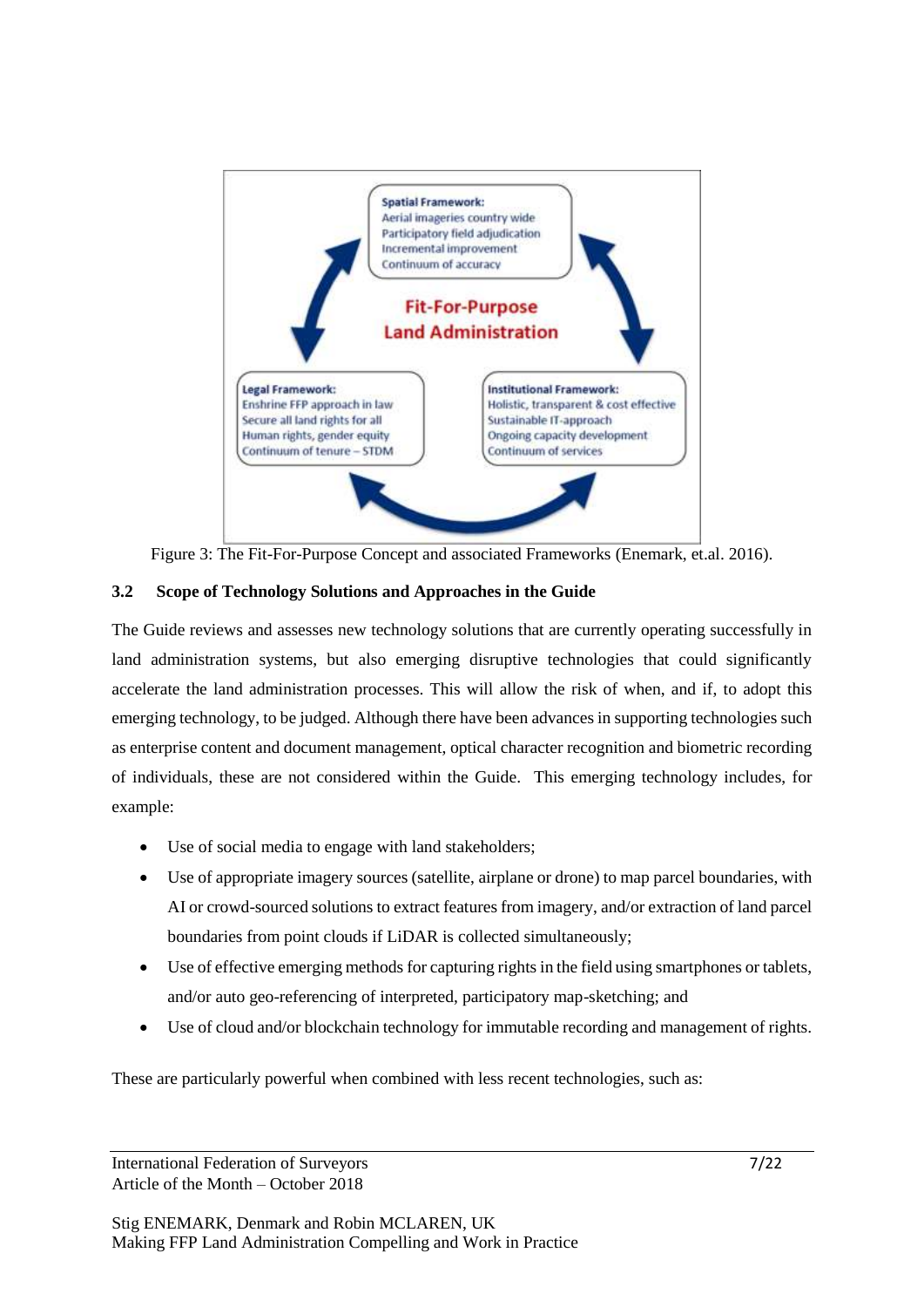Spatial Framework:
Aerial imageries country wide
Participatory field adjudication
Incremental improvement
Continuum of accuracy

Fit-For-Purpose
Land Administration

Legal Framework:
Enshrine FFP approach in law
Secure all land rights for all
Human rights, gender equity
Continuum of tenure – STDM

Institutional Framework:
Holistic, transparent & cost effective
Sustainable IT-approach
Ongoing capacity development
Continuum of services

Figure 3: The Fit-For-Purpose Concept and associated Frameworks (Enemark, et.al. 2016).

### 3.2 Scope of Technology Solutions and Approaches in the Guide

The Guide reviews and assesses new technology solutions that are currently operating successfully in land administration systems, but also emerging disruptive technologies that could significantly accelerate the land administration processes. This will allow the risk of when, and if, to adopt this emerging technology, to be judged. Although there have been advances in supporting technologies such as enterprise content and document management, optical character recognition and biometric recording of individuals, these are not considered within the Guide. This emerging technology includes, for example:

- Use of social media to engage with land stakeholders;
- Use of appropriate imagery sources (satellite, airplane or drone) to map parcel boundaries, with AI or crowd-sourced solutions to extract features from imagery, and/or extraction of land parcel boundaries from point clouds if LiDAR is collected simultaneously;
- Use of effective emerging methods for capturing rights in the field using smartphones or tablets, and/or auto geo-referencing of interpreted, participatory map-sketching; and
- Use of cloud and/or blockchain technology for immutable recording and management of rights.

These are particularly powerful when combined with less recent technologies, such as: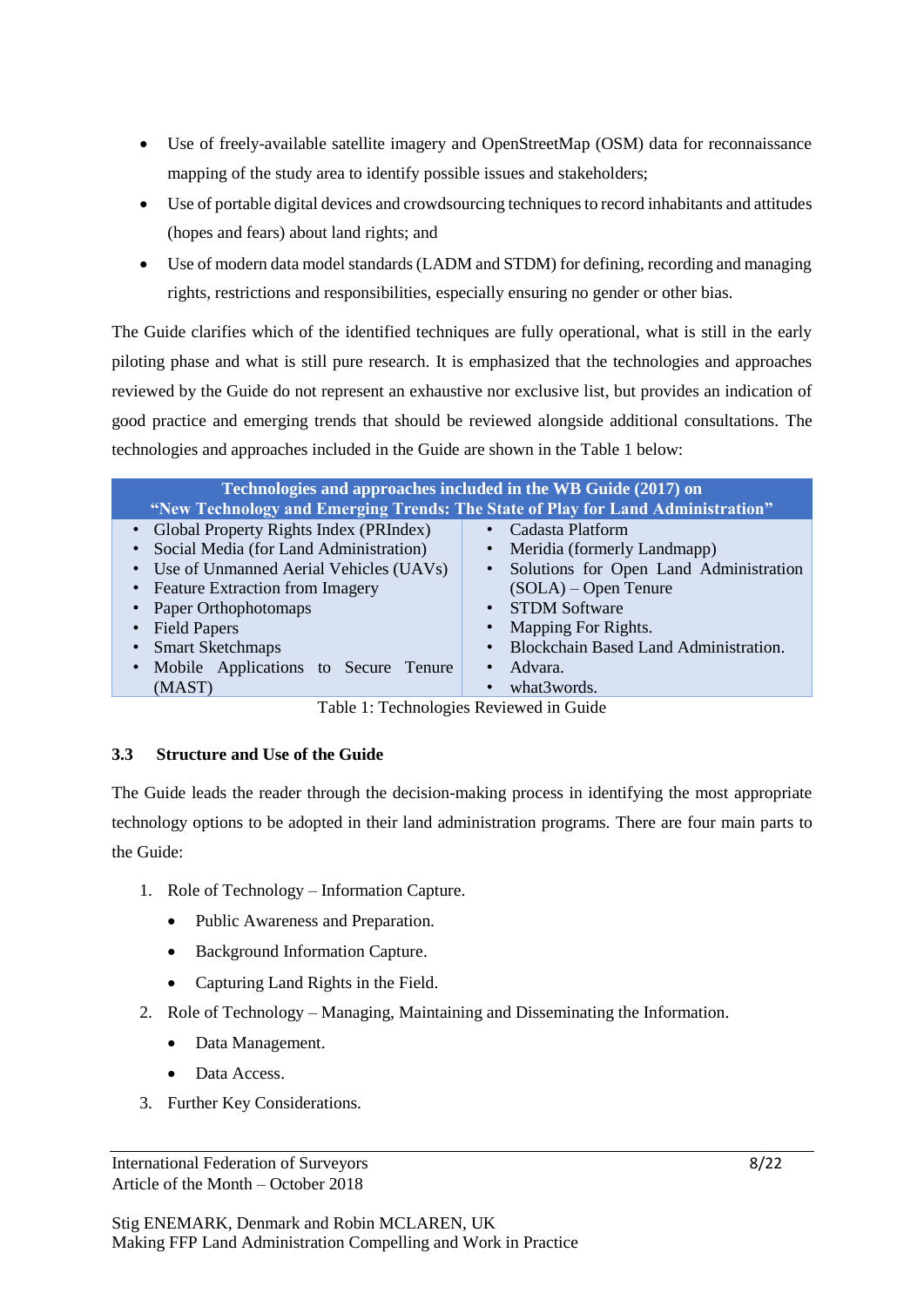- Use of freely-available satellite imagery and OpenStreetMap (OSM) data for reconnaissance mapping of the study area to identify possible issues and stakeholders;
- Use of portable digital devices and crowdsourcing techniques to record inhabitants and attitudes (hopes and fears) about land rights; and
- Use of modern data model standards (LADM and STDM) for defining, recording and managing rights, restrictions and responsibilities, especially ensuring no gender or other bias.

The Guide clarifies which of the identified techniques are fully operational, what is still in the early piloting phase and what is still pure research. It is emphasized that the technologies and approaches reviewed by the Guide do not represent an exhaustive nor exclusive list, but provides an indication of good practice and emerging trends that should be reviewed alongside additional consultations. The technologies and approaches included in the Guide are shown in the Table 1 below:

| Technologies and approaches included in the WB Guide (2017) on "New Technology and Emerging Trends: The State of Play for Land Administration" | |
|---|---|
| • Global Property Rights Index (PRIndex)<br>• Social Media (for Land Administration)<br>• Use of Unmanned Aerial Vehicles (UAVs)<br>• Feature Extraction from Imagery<br>• Paper Orthophotomaps<br>• Field Papers<br>• Smart Sketchmaps<br>• Mobile Applications to Secure Tenure (MAST) | • Cadasta Platform<br>• Meridia (formerly Landmapp)<br>• Solutions for Open Land Administration (SOLA) – Open Tenure<br>• STDM Software<br>• Mapping For Rights.<br>• Blockchain Based Land Administration.<br>• Advara.<br>• what3words. |

Table 1: Technologies Reviewed in Guide

### 3.3 Structure and Use of the Guide

The Guide leads the reader through the decision-making process in identifying the most appropriate technology options to be adopted in their land administration programs. There are four main parts to the Guide:

1. Role of Technology – Information Capture.
   - Public Awareness and Preparation.
   - Background Information Capture.
   - Capturing Land Rights in the Field.
2. Role of Technology – Managing, Maintaining and Disseminating the Information.
   - Data Management.
   - Data Access.
3. Further Key Considerations.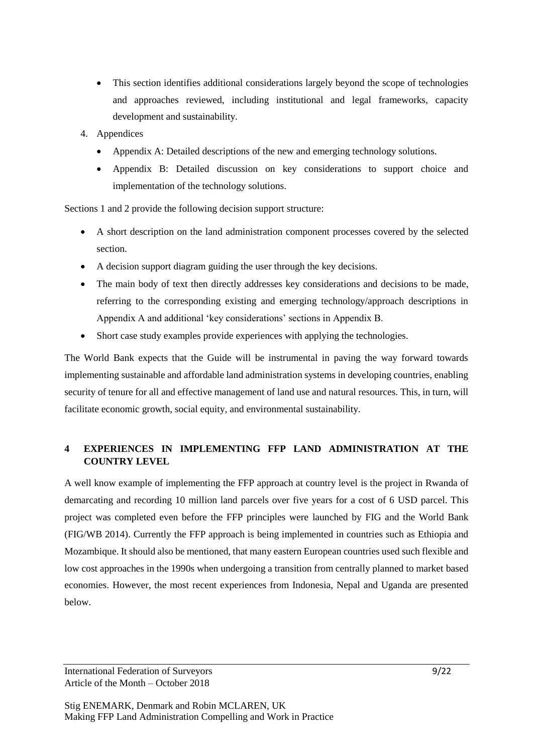- This section identifies additional considerations largely beyond the scope of technologies and approaches reviewed, including institutional and legal frameworks, capacity development and sustainability.
4. Appendices
  - Appendix A: Detailed descriptions of the new and emerging technology solutions.
  - Appendix B: Detailed discussion on key considerations to support choice and implementation of the technology solutions.

Sections 1 and 2 provide the following decision support structure:

- A short description on the land administration component processes covered by the selected section.
- A decision support diagram guiding the user through the key decisions.
- The main body of text then directly addresses key considerations and decisions to be made, referring to the corresponding existing and emerging technology/approach descriptions in Appendix A and additional 'key considerations' sections in Appendix B.
- Short case study examples provide experiences with applying the technologies.

The World Bank expects that the Guide will be instrumental in paving the way forward towards implementing sustainable and affordable land administration systems in developing countries, enabling security of tenure for all and effective management of land use and natural resources. This, in turn, will facilitate economic growth, social equity, and environmental sustainability.

## 4 EXPERIENCES IN IMPLEMENTING FFP LAND ADMINISTRATION AT THE COUNTRY LEVEL

A well know example of implementing the FFP approach at country level is the project in Rwanda of demarcating and recording 10 million land parcels over five years for a cost of 6 USD parcel. This project was completed even before the FFP principles were launched by FIG and the World Bank (FIG/WB 2014). Currently the FFP approach is being implemented in countries such as Ethiopia and Mozambique. It should also be mentioned, that many eastern European countries used such flexible and low cost approaches in the 1990s when undergoing a transition from centrally planned to market based economies. However, the most recent experiences from Indonesia, Nepal and Uganda are presented below.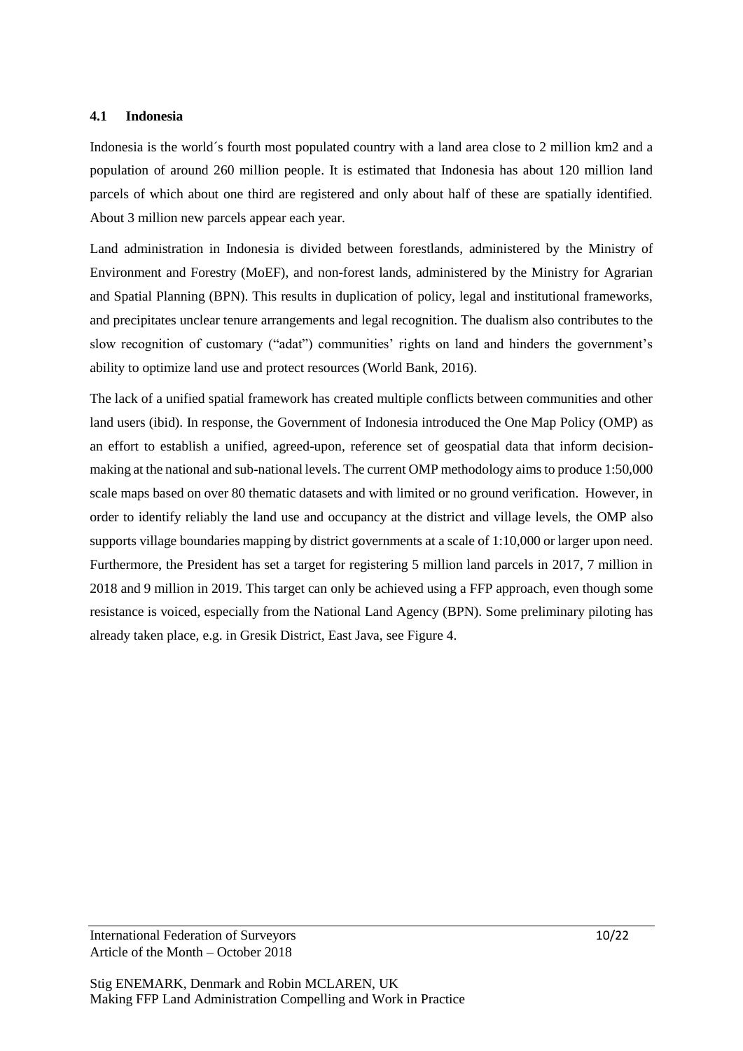### 4.1 Indonesia

Indonesia is the world´s fourth most populated country with a land area close to 2 million km2 and a population of around 260 million people. It is estimated that Indonesia has about 120 million land parcels of which about one third are registered and only about half of these are spatially identified. About 3 million new parcels appear each year.

Land administration in Indonesia is divided between forestlands, administered by the Ministry of Environment and Forestry (MoEF), and non-forest lands, administered by the Ministry for Agrarian and Spatial Planning (BPN). This results in duplication of policy, legal and institutional frameworks, and precipitates unclear tenure arrangements and legal recognition. The dualism also contributes to the slow recognition of customary ("adat") communities' rights on land and hinders the government's ability to optimize land use and protect resources (World Bank, 2016).

The lack of a unified spatial framework has created multiple conflicts between communities and other land users (ibid). In response, the Government of Indonesia introduced the One Map Policy (OMP) as an effort to establish a unified, agreed-upon, reference set of geospatial data that inform decision-making at the national and sub-national levels. The current OMP methodology aims to produce 1:50,000 scale maps based on over 80 thematic datasets and with limited or no ground verification. However, in order to identify reliably the land use and occupancy at the district and village levels, the OMP also supports village boundaries mapping by district governments at a scale of 1:10,000 or larger upon need. Furthermore, the President has set a target for registering 5 million land parcels in 2017, 7 million in 2018 and 9 million in 2019. This target can only be achieved using a FFP approach, even though some resistance is voiced, especially from the National Land Agency (BPN). Some preliminary piloting has already taken place, e.g. in Gresik District, East Java, see Figure 4.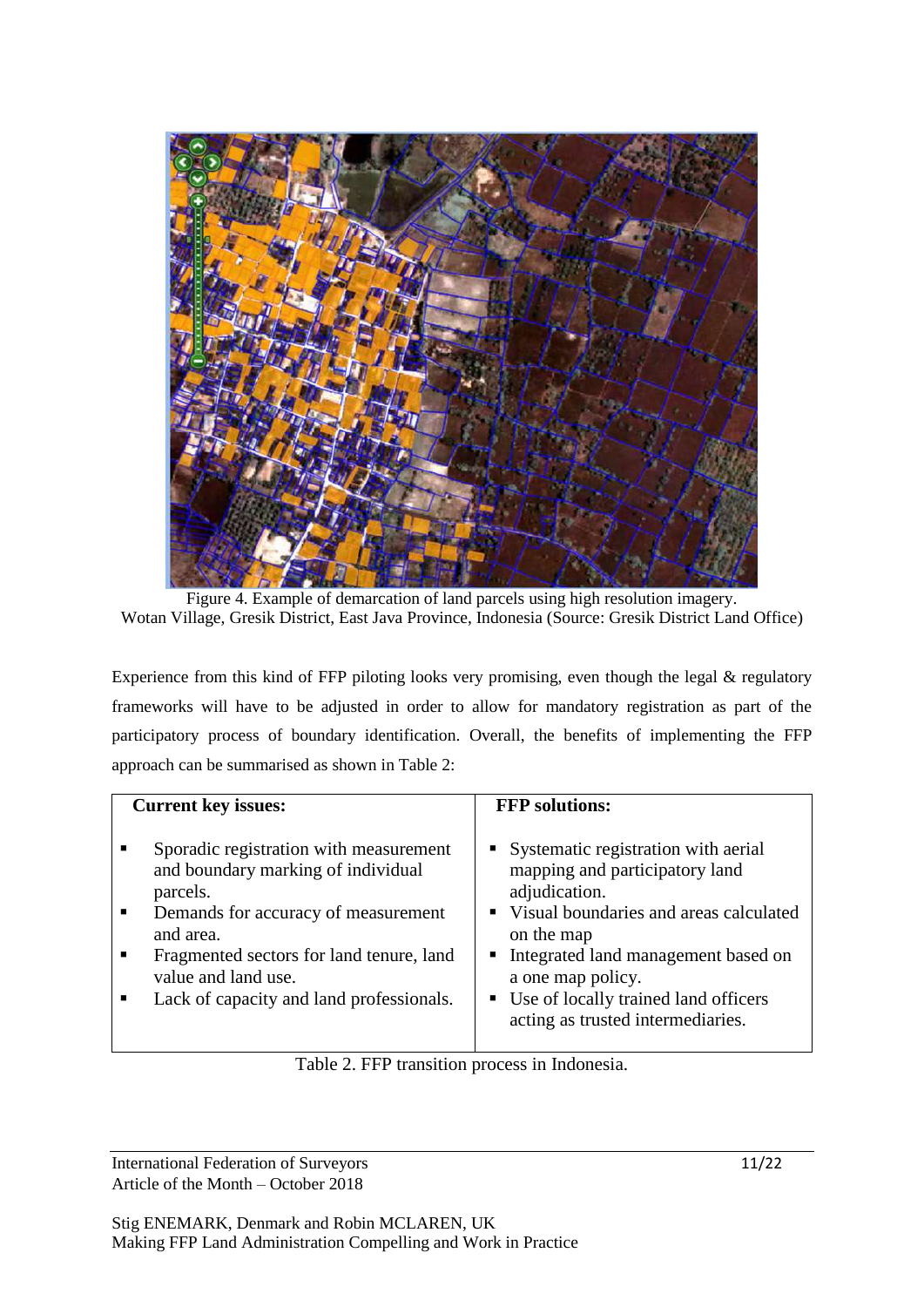Figure 4. Example of demarcation of land parcels using high resolution imagery.
Wotan Village, Gresik District, East Java Province, Indonesia (Source: Gresik District Land Office)

Experience from this kind of FFP piloting looks very promising, even though the legal & regulatory frameworks will have to be adjusted in order to allow for mandatory registration as part of the participatory process of boundary identification. Overall, the benefits of implementing the FFP approach can be summarised as shown in Table 2:

| Current key issues: | FFP solutions: |
|---|---|
| ▪ Sporadic registration with measurement and boundary marking of individual parcels.<br>▪ Demands for accuracy of measurement and area.<br>▪ Fragmented sectors for land tenure, land value and land use.<br>▪ Lack of capacity and land professionals. | ▪ Systematic registration with aerial mapping and participatory land adjudication.<br>▪ Visual boundaries and areas calculated on the map<br>▪ Integrated land management based on a one map policy.<br>▪ Use of locally trained land officers acting as trusted intermediaries. |

Table 2. FFP transition process in Indonesia.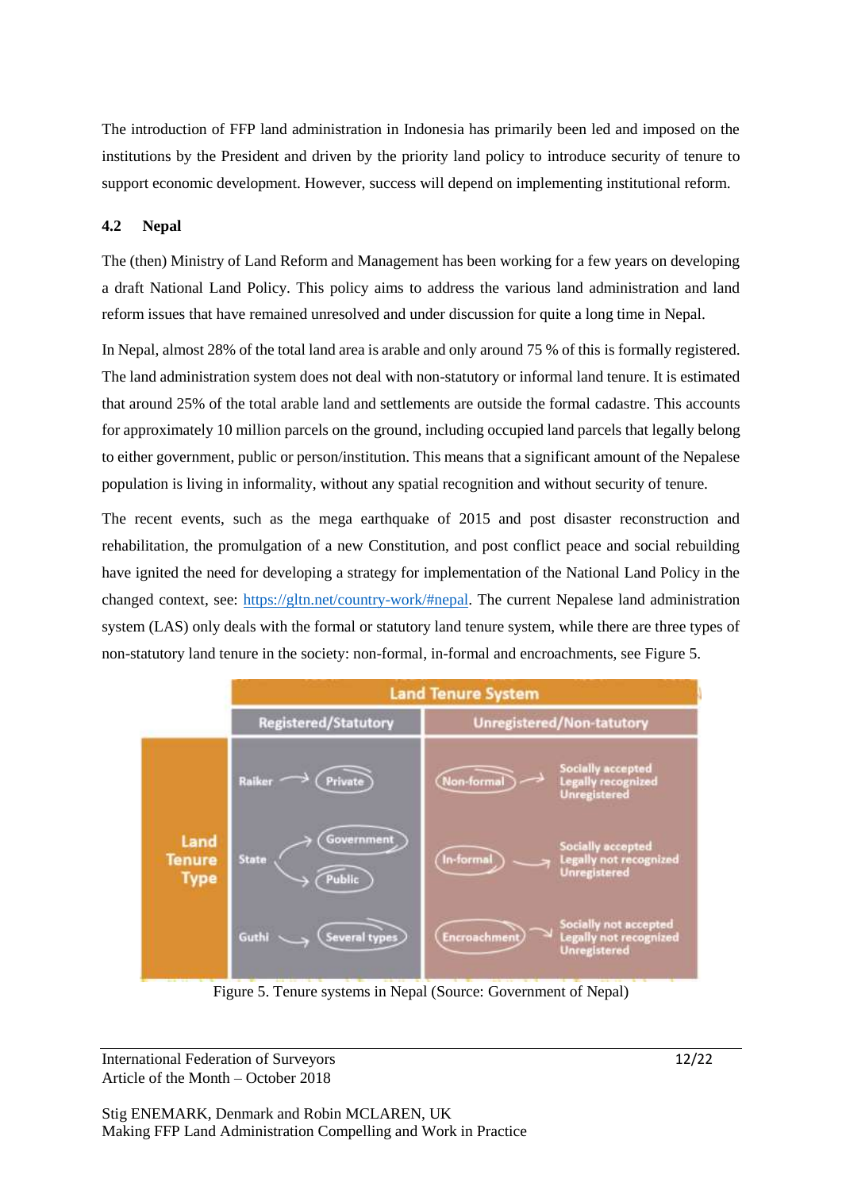The introduction of FFP land administration in Indonesia has primarily been led and imposed on the institutions by the President and driven by the priority land policy to introduce security of tenure to support economic development. However, success will depend on implementing institutional reform.

### 4.2 Nepal

The (then) Ministry of Land Reform and Management has been working for a few years on developing a draft National Land Policy. This policy aims to address the various land administration and land reform issues that have remained unresolved and under discussion for quite a long time in Nepal.

In Nepal, almost 28% of the total land area is arable and only around 75 % of this is formally registered. The land administration system does not deal with non-statutory or informal land tenure. It is estimated that around 25% of the total arable land and settlements are outside the formal cadastre. This accounts for approximately 10 million parcels on the ground, including occupied land parcels that legally belong to either government, public or person/institution. This means that a significant amount of the Nepalese population is living in informality, without any spatial recognition and without security of tenure.

The recent events, such as the mega earthquake of 2015 and post disaster reconstruction and rehabilitation, the promulgation of a new Constitution, and post conflict peace and social rebuilding have ignited the need for developing a strategy for implementation of the National Land Policy in the changed context, see: https://gltn.net/country-work/#nepal. The current Nepalese land administration system (LAS) only deals with the formal or statutory land tenure system, while there are three types of non-statutory land tenure in the society: non-formal, in-formal and encroachments, see Figure 5.

| | Land Tenure System | | | |
|---|---|---|---|---|
| | Registered/Statutory | | Unregistered/Non-tatutory | |
| Land Tenure Type | Raiker | Private | Non-formal | Socially accepted, Legally recognized, Unregistered |
| | State | Government, Public | In-formal | Socially accepted, Legally not recognized, Unregistered |
| | Guthi | Several types | Encroachment | Socially not accepted, Legally not recognized, Unregistered |

Figure 5. Tenure systems in Nepal (Source: Government of Nepal)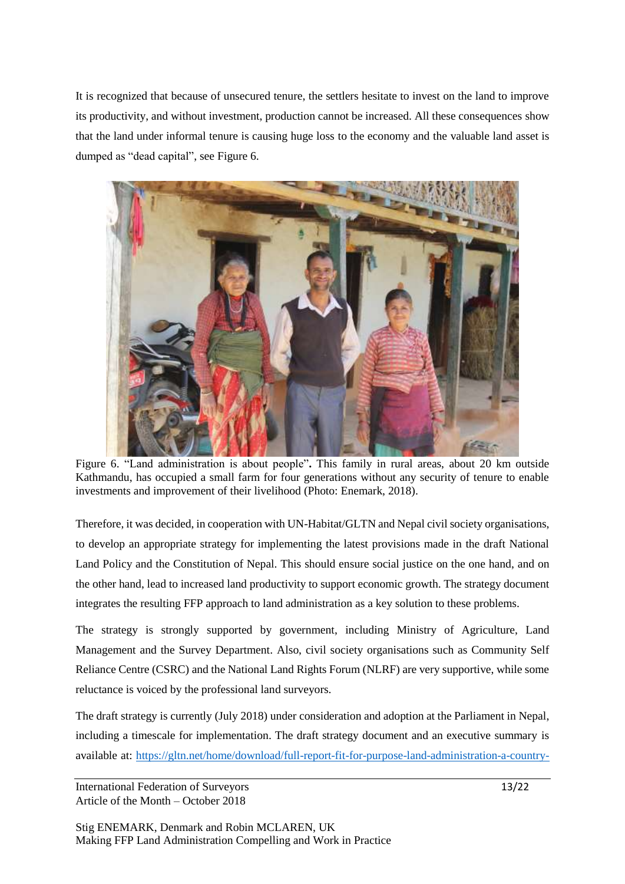It is recognized that because of unsecured tenure, the settlers hesitate to invest on the land to improve its productivity, and without investment, production cannot be increased. All these consequences show that the land under informal tenure is causing huge loss to the economy and the valuable land asset is dumped as "dead capital", see Figure 6.

Figure 6. "Land administration is about people"**.** This family in rural areas, about 20 km outside Kathmandu, has occupied a small farm for four generations without any security of tenure to enable investments and improvement of their livelihood (Photo: Enemark, 2018).

Therefore, it was decided, in cooperation with UN-Habitat/GLTN and Nepal civil society organisations, to develop an appropriate strategy for implementing the latest provisions made in the draft National Land Policy and the Constitution of Nepal. This should ensure social justice on the one hand, and on the other hand, lead to increased land productivity to support economic growth. The strategy document integrates the resulting FFP approach to land administration as a key solution to these problems.

The strategy is strongly supported by government, including Ministry of Agriculture, Land Management and the Survey Department. Also, civil society organisations such as Community Self Reliance Centre (CSRC) and the National Land Rights Forum (NLRF) are very supportive, while some reluctance is voiced by the professional land surveyors.

The draft strategy is currently (July 2018) under consideration and adoption at the Parliament in Nepal, including a timescale for implementation. The draft strategy document and an executive summary is available at: https://gltn.net/home/download/full-report-fit-for-purpose-land-administration-a-country-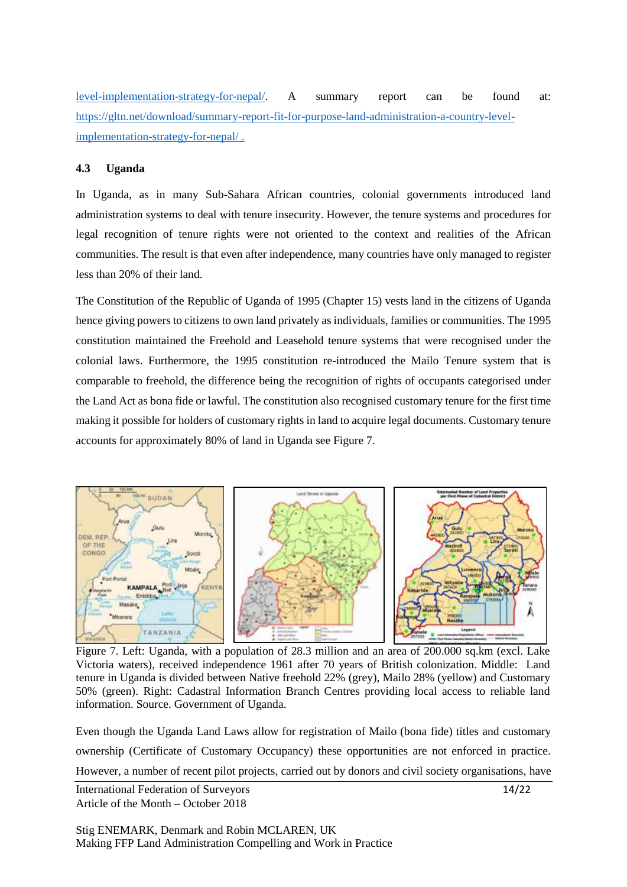level-implementation-strategy-for-nepal/. A summary report can be found at: https://gltn.net/download/summary-report-fit-for-purpose-land-administration-a-country-level-implementation-strategy-for-nepal/ .

### 4.3 Uganda

In Uganda, as in many Sub-Sahara African countries, colonial governments introduced land administration systems to deal with tenure insecurity. However, the tenure systems and procedures for legal recognition of tenure rights were not oriented to the context and realities of the African communities. The result is that even after independence, many countries have only managed to register less than 20% of their land.

The Constitution of the Republic of Uganda of 1995 (Chapter 15) vests land in the citizens of Uganda hence giving powers to citizens to own land privately as individuals, families or communities. The 1995 constitution maintained the Freehold and Leasehold tenure systems that were recognised under the colonial laws. Furthermore, the 1995 constitution re-introduced the Mailo Tenure system that is comparable to freehold, the difference being the recognition of rights of occupants categorised under the Land Act as bona fide or lawful. The constitution also recognised customary tenure for the first time making it possible for holders of customary rights in land to acquire legal documents. Customary tenure accounts for approximately 80% of land in Uganda see Figure 7.

Figure 7. Left: Uganda, with a population of 28.3 million and an area of 200.000 sq.km (excl. Lake Victoria waters), received independence 1961 after 70 years of British colonization. Middle: Land tenure in Uganda is divided between Native freehold 22% (grey), Mailo 28% (yellow) and Customary 50% (green). Right: Cadastral Information Branch Centres providing local access to reliable land information. Source. Government of Uganda.

Even though the Uganda Land Laws allow for registration of Mailo (bona fide) titles and customary ownership (Certificate of Customary Occupancy) these opportunities are not enforced in practice. However, a number of recent pilot projects, carried out by donors and civil society organisations, have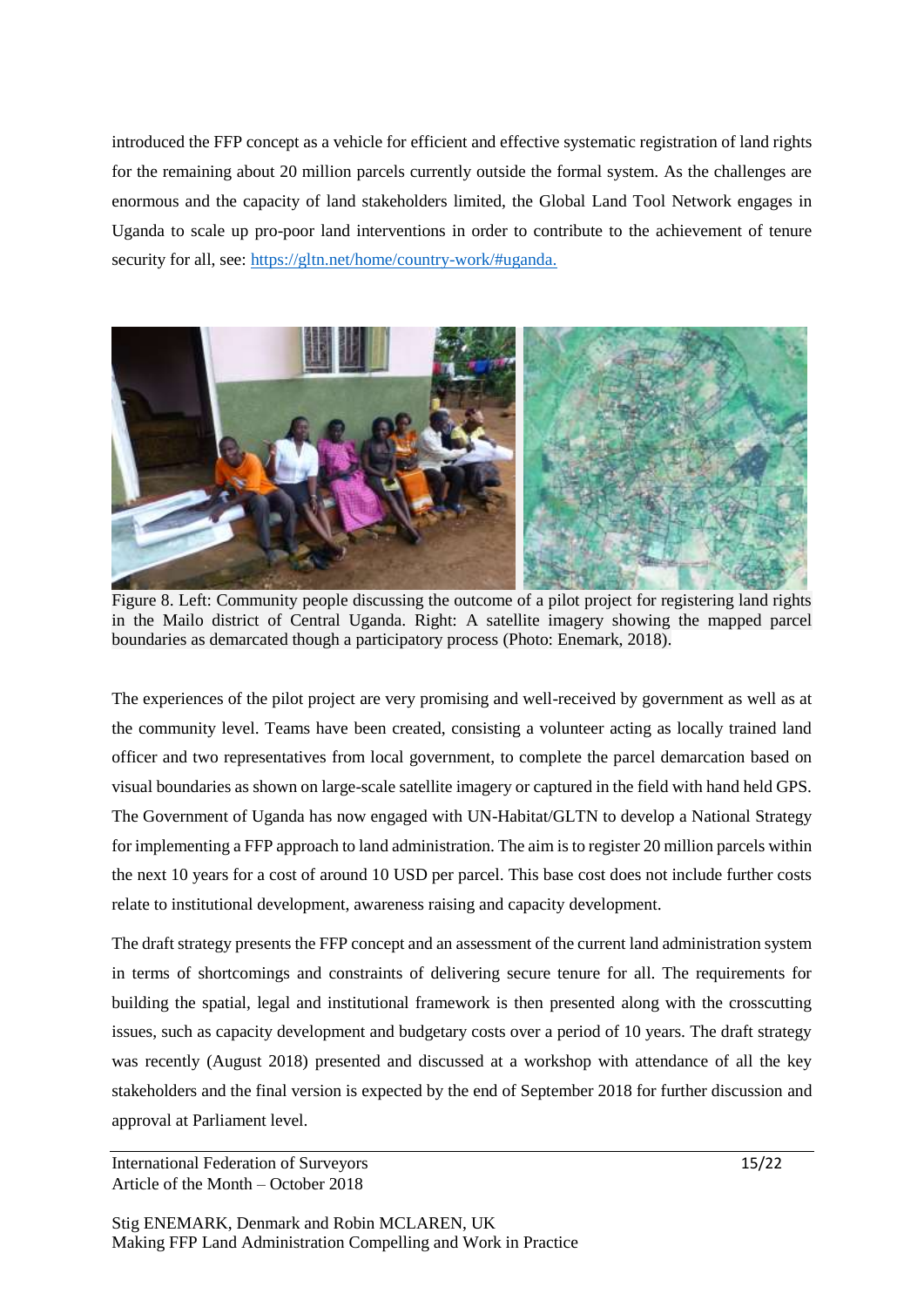introduced the FFP concept as a vehicle for efficient and effective systematic registration of land rights for the remaining about 20 million parcels currently outside the formal system. As the challenges are enormous and the capacity of land stakeholders limited, the Global Land Tool Network engages in Uganda to scale up pro-poor land interventions in order to contribute to the achievement of tenure security for all, see: https://gltn.net/home/country-work/#uganda.

Figure 8. Left: Community people discussing the outcome of a pilot project for registering land rights in the Mailo district of Central Uganda. Right: A satellite imagery showing the mapped parcel boundaries as demarcated though a participatory process (Photo: Enemark, 2018).

The experiences of the pilot project are very promising and well-received by government as well as at the community level. Teams have been created, consisting a volunteer acting as locally trained land officer and two representatives from local government, to complete the parcel demarcation based on visual boundaries as shown on large-scale satellite imagery or captured in the field with hand held GPS. The Government of Uganda has now engaged with UN-Habitat/GLTN to develop a National Strategy for implementing a FFP approach to land administration. The aim is to register 20 million parcels within the next 10 years for a cost of around 10 USD per parcel. This base cost does not include further costs relate to institutional development, awareness raising and capacity development.

The draft strategy presents the FFP concept and an assessment of the current land administration system in terms of shortcomings and constraints of delivering secure tenure for all. The requirements for building the spatial, legal and institutional framework is then presented along with the crosscutting issues, such as capacity development and budgetary costs over a period of 10 years. The draft strategy was recently (August 2018) presented and discussed at a workshop with attendance of all the key stakeholders and the final version is expected by the end of September 2018 for further discussion and approval at Parliament level.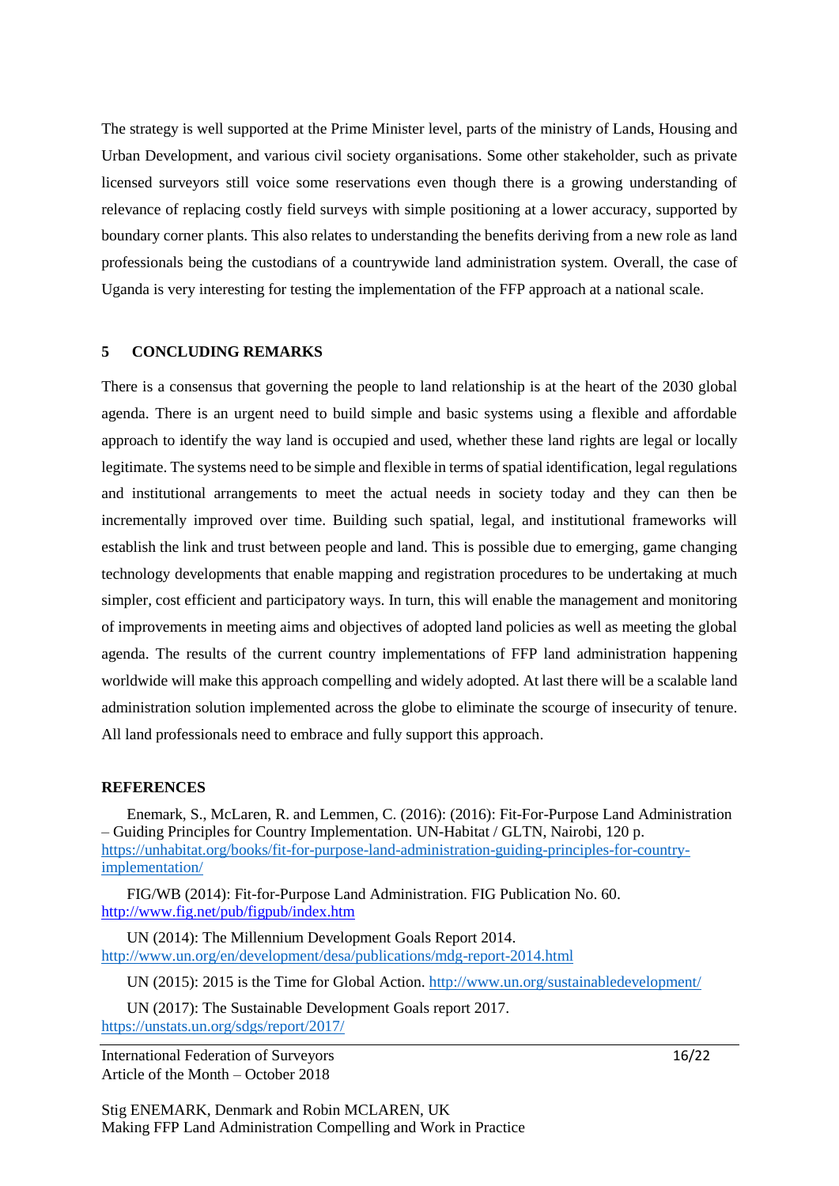The strategy is well supported at the Prime Minister level, parts of the ministry of Lands, Housing and Urban Development, and various civil society organisations. Some other stakeholder, such as private licensed surveyors still voice some reservations even though there is a growing understanding of relevance of replacing costly field surveys with simple positioning at a lower accuracy, supported by boundary corner plants. This also relates to understanding the benefits deriving from a new role as land professionals being the custodians of a countrywide land administration system. Overall, the case of Uganda is very interesting for testing the implementation of the FFP approach at a national scale.

## 5 CONCLUDING REMARKS

There is a consensus that governing the people to land relationship is at the heart of the 2030 global agenda. There is an urgent need to build simple and basic systems using a flexible and affordable approach to identify the way land is occupied and used, whether these land rights are legal or locally legitimate. The systems need to be simple and flexible in terms of spatial identification, legal regulations and institutional arrangements to meet the actual needs in society today and they can then be incrementally improved over time. Building such spatial, legal, and institutional frameworks will establish the link and trust between people and land. This is possible due to emerging, game changing technology developments that enable mapping and registration procedures to be undertaking at much simpler, cost efficient and participatory ways. In turn, this will enable the management and monitoring of improvements in meeting aims and objectives of adopted land policies as well as meeting the global agenda. The results of the current country implementations of FFP land administration happening worldwide will make this approach compelling and widely adopted. At last there will be a scalable land administration solution implemented across the globe to eliminate the scourge of insecurity of tenure. All land professionals need to embrace and fully support this approach.

## REFERENCES

Enemark, S., McLaren, R. and Lemmen, C. (2016): (2016): Fit-For-Purpose Land Administration – Guiding Principles for Country Implementation. UN-Habitat / GLTN, Nairobi, 120 p. https://unhabitat.org/books/fit-for-purpose-land-administration-guiding-principles-for-country-implementation/

FIG/WB (2014): Fit-for-Purpose Land Administration. FIG Publication No. 60. http://www.fig.net/pub/figpub/index.htm

UN (2014): The Millennium Development Goals Report 2014. http://www.un.org/en/development/desa/publications/mdg-report-2014.html

UN (2015): 2015 is the Time for Global Action. http://www.un.org/sustainabledevelopment/

UN (2017): The Sustainable Development Goals report 2017. https://unstats.un.org/sdgs/report/2017/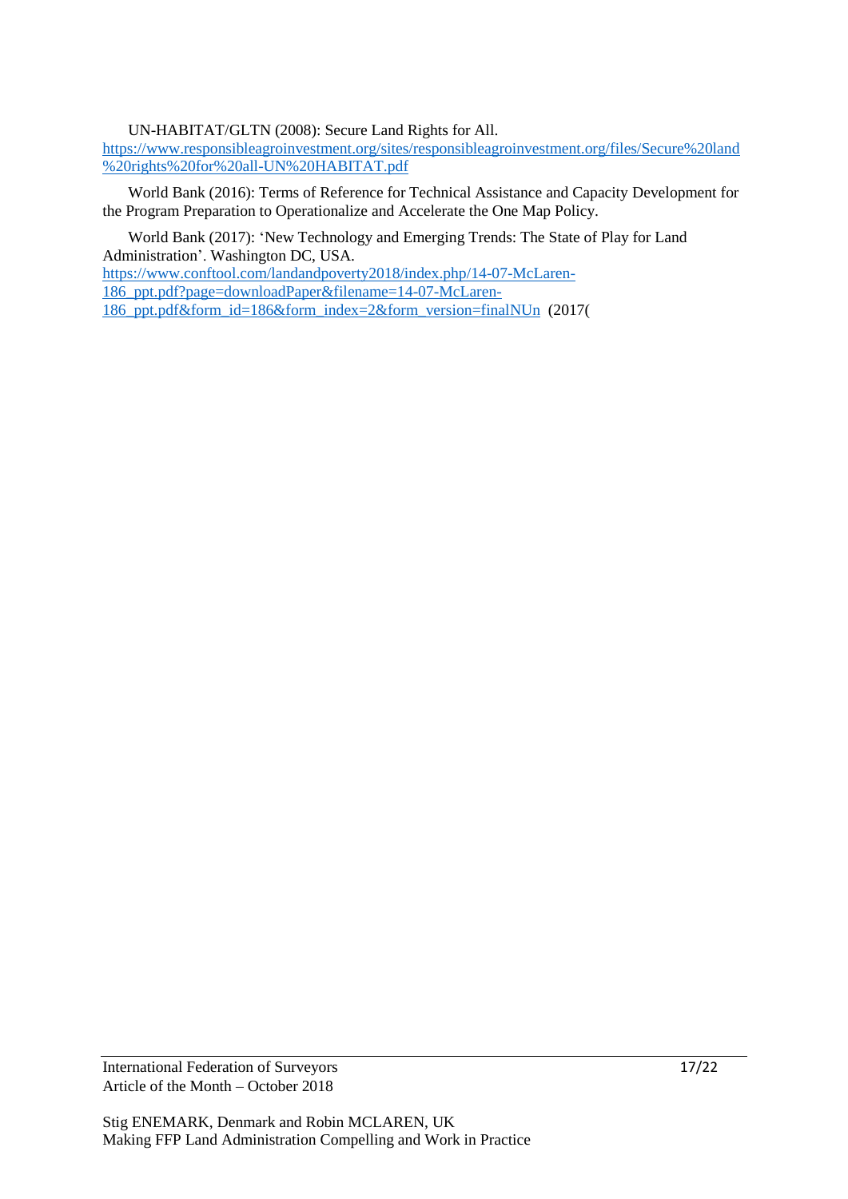UN-HABITAT/GLTN (2008): Secure Land Rights for All. https://www.responsibleagroinvestment.org/sites/responsibleagroinvestment.org/files/Secure%20land%20rights%20for%20all-UN%20HABITAT.pdf

World Bank (2016): Terms of Reference for Technical Assistance and Capacity Development for the Program Preparation to Operationalize and Accelerate the One Map Policy.

World Bank (2017): 'New Technology and Emerging Trends: The State of Play for Land Administration'. Washington DC, USA. https://www.conftool.com/landandpoverty2018/index.php/14-07-McLaren-186_ppt.pdf?page=downloadPaper&filename=14-07-McLaren-186_ppt.pdf&form_id=186&form_index=2&form_version=finalNUn (2017(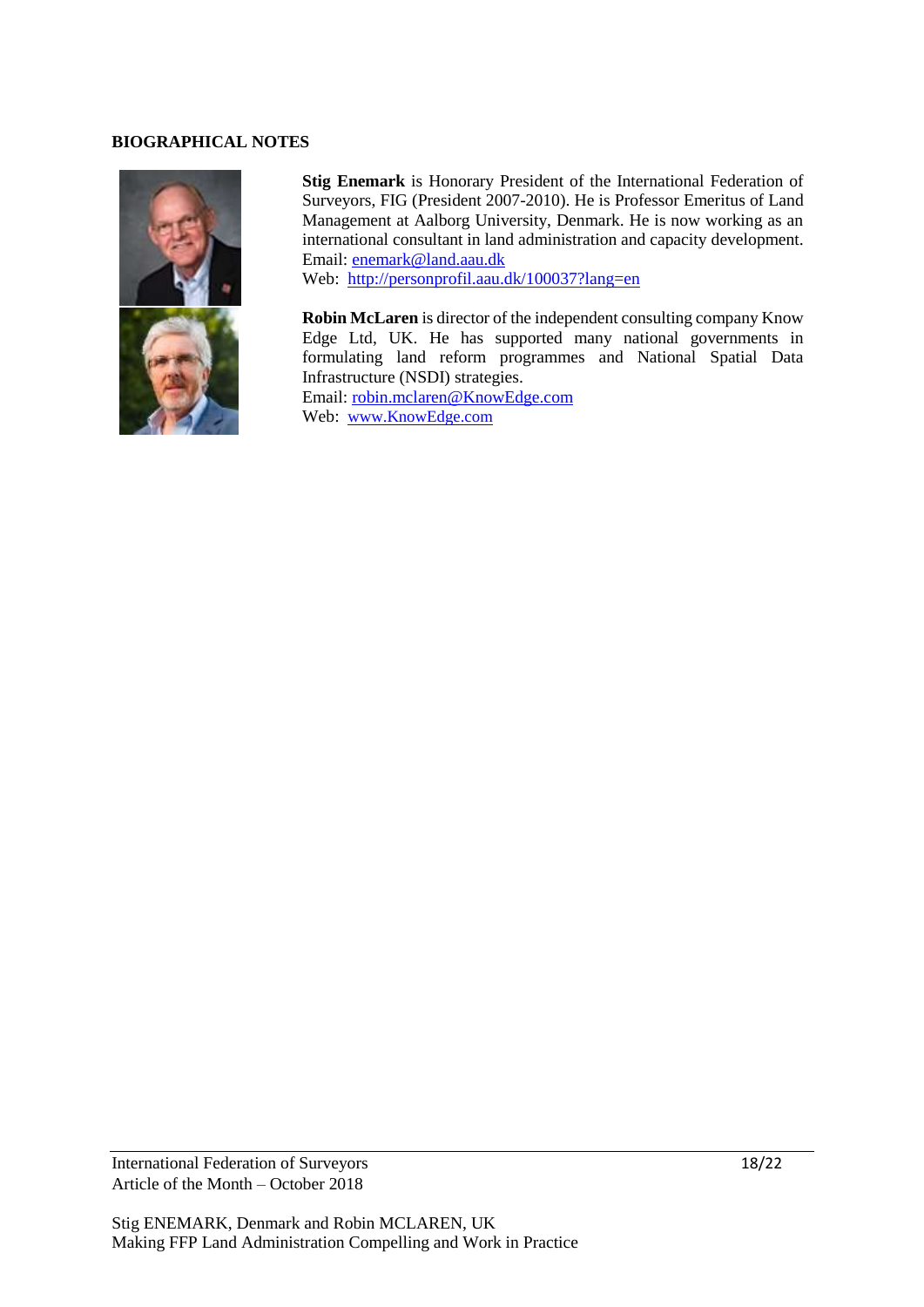## BIOGRAPHICAL NOTES

**Stig Enemark** is Honorary President of the International Federation of Surveyors, FIG (President 2007-2010). He is Professor Emeritus of Land Management at Aalborg University, Denmark. He is now working as an international consultant in land administration and capacity development.
Email: enemark@land.aau.dk
Web: http://personprofil.aau.dk/100037?lang=en

**Robin McLaren** is director of the independent consulting company Know Edge Ltd, UK. He has supported many national governments in formulating land reform programmes and National Spatial Data Infrastructure (NSDI) strategies.
Email: robin.mclaren@KnowEdge.com
Web: www.KnowEdge.com